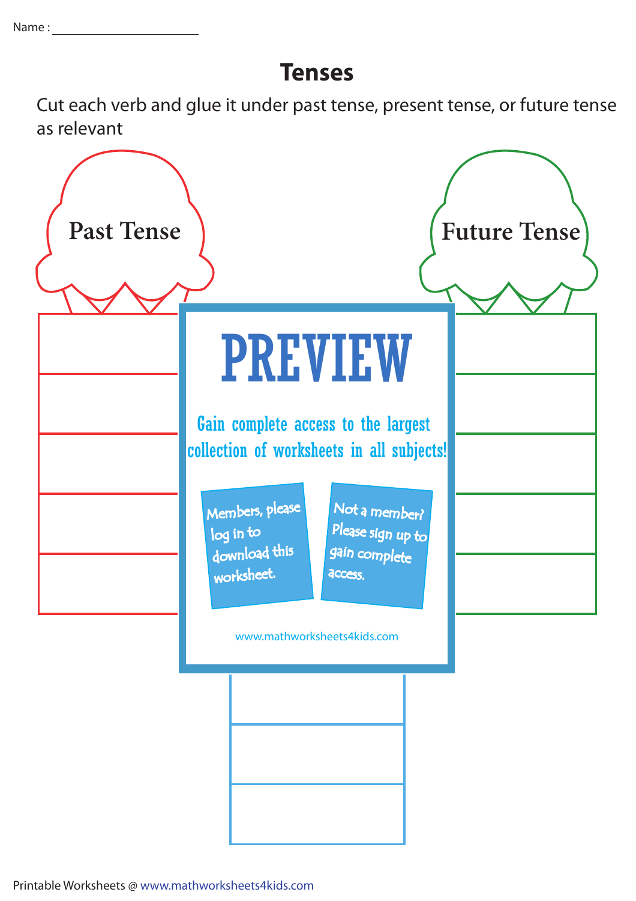Name : ____________________

# Tenses

Cut each verb and glue it under past tense, present tense, or future tense as relevant

**Past Tense**

**Future Tense**

PREVIEW

Gain complete access to the largest collection of worksheets in all subjects!

Members, please log in to download this worksheet.

Not a member? Please sign up to gain complete access.

www.mathworksheets4kids.com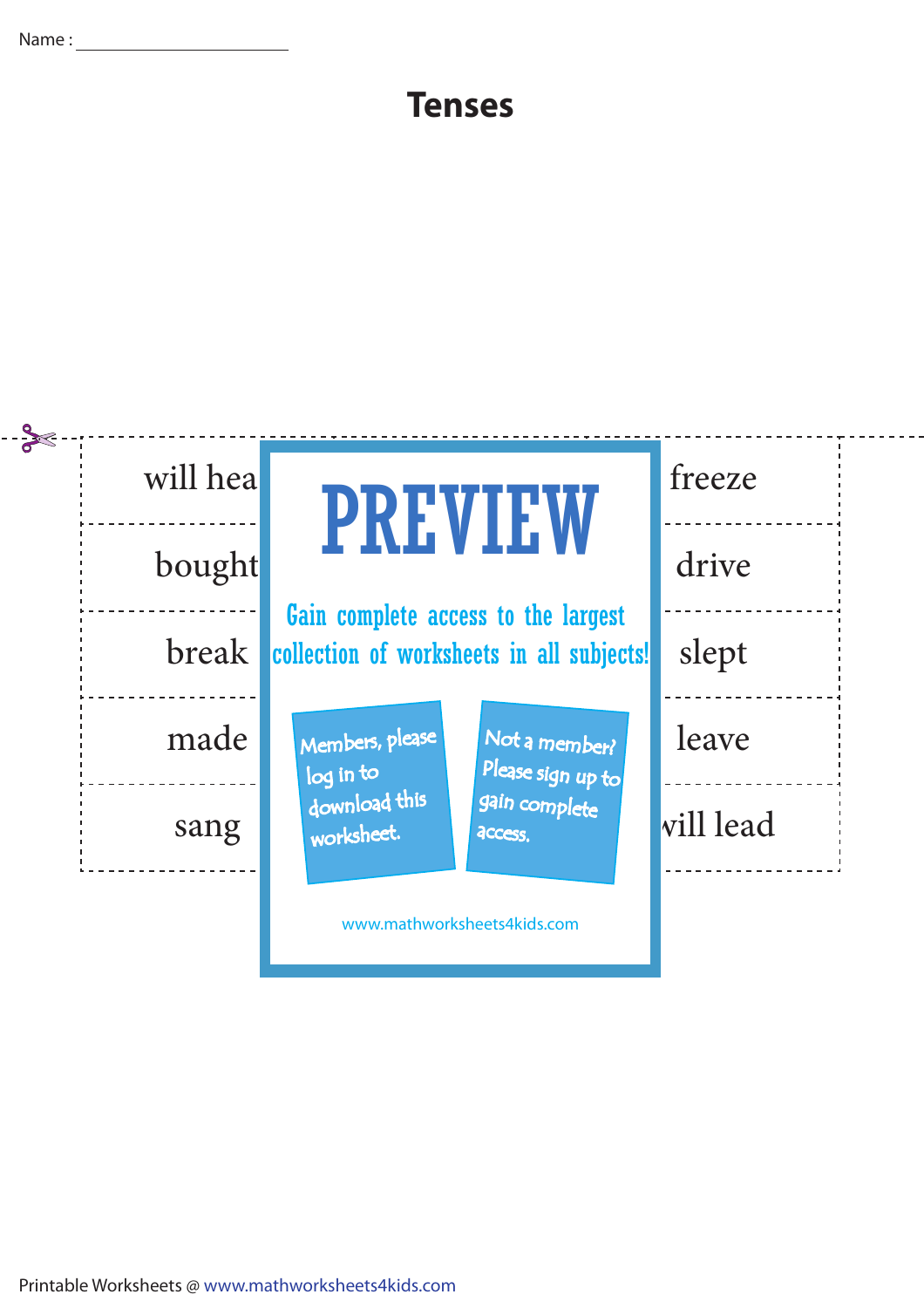Name : ____________________

# Tenses

| | |
|---|---|
| will hea | freeze |
| bought | drive |
| break | slept |
| made | leave |
| sang | vill lead |

PREVIEW

Gain complete access to the largest collection of worksheets in all subjects!

Members, please log in to download this worksheet.

Not a member? Please sign up to gain complete access.

www.mathworksheets4kids.com

Printable Worksheets @ www.mathworksheets4kids.com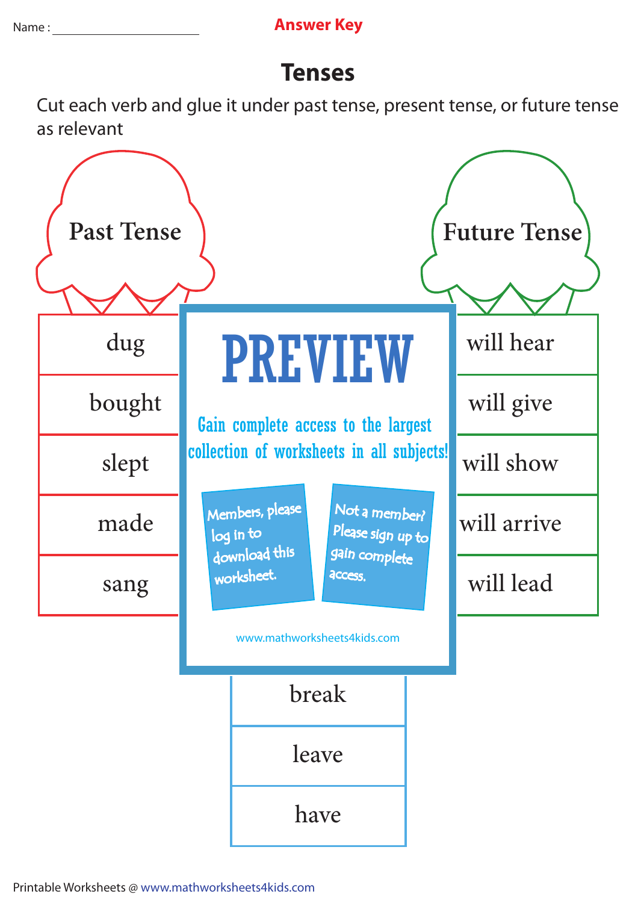Name : ____________________

**Answer Key**

# Tenses

Cut each verb and glue it under past tense, present tense, or future tense as relevant

| Past Tense | Future Tense |
| --- | --- |
| dug | will hear |
| bought | will give |
| slept | will show |
| made | will arrive |
| sang | will lead |

PREVIEW

Gain complete access to the largest collection of worksheets in all subjects!

Members, please log in to download this worksheet.

Not a member? Please sign up to gain complete access.

www.mathworksheets4kids.com

| |
| --- |
| break |
| leave |
| have |

Printable Worksheets @ www.mathworksheets4kids.com